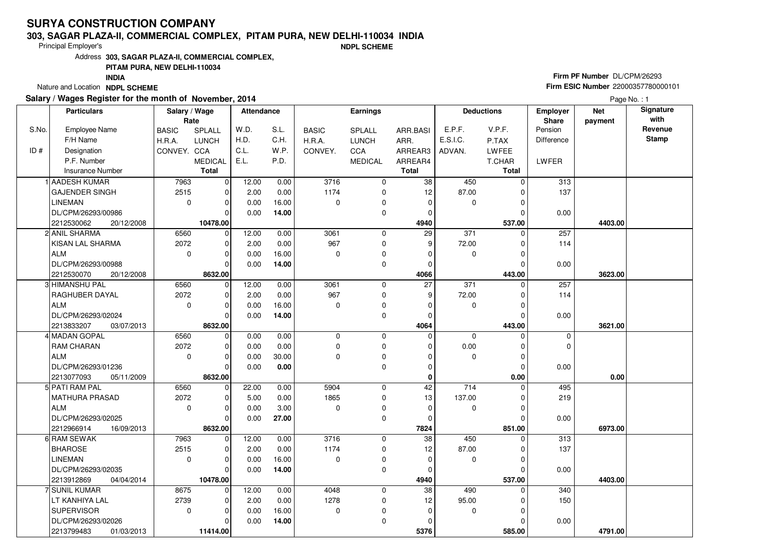# SURYA CONSTRUCTION COMPANY

**303, SAGAR PLAZA-II, COMMERCIAL COMPLEX, PITAM PURA, NEW DELHI-110034 INDIA**

Principal Employer's **NDPL SCHEME**

Address **303, SAGAR PLAZA-II, COMMERCIAL COMPLEX, PITAM PURA, NEW DELHI-110034 INDIA**

Nature and Location **NDPL SCHEME**

**Firm PF Number** DL/CPM/26293
**Firm ESIC Number** 22000357780000101

**Salary / Wages Register for the month of November, 2014**

Page No. : 1

| S.No. / ID # | Particulars: Employee Name / F/H Name / Designation / P.F. Number / Insurance Number | Salary / Wage Rate: BASIC / H.R.A. / CONVEY. | Salary / Wage Rate: SPLALL / LUNCH / CCA / MEDICAL / Total | Attendance: W.D. / H.D. / C.L. / E.L. | Attendance: S.L. / C.H. / W.P. / P.D. | Earnings: BASIC / H.R.A. / CONVEY. | Earnings: SPLALL / LUNCH / CCA / MEDICAL | Earnings: ARR.BASI / ARR. / ARREAR3 / ARREAR4 / Total | Deductions: E.P.F. / E.S.I.C. / ADVAN. | Deductions: V.P.F. / P.TAX / LWFEE / T.CHAR / Total | Employer Share: Pension / Difference / LWFER | Net payment | Signature with Revenue Stamp |
|---|---|---|---|---|---|---|---|---|---|---|---|---|---|
| 1 | AADESH KUMAR | 7963 | 0 | 12.00 | 0.00 | 3716 | 0 | 38 | 450 | 0 | 313 | | |
| | GAJENDER SINGH | 2515 | 0 | 2.00 | 0.00 | 1174 | 0 | 12 | 87.00 | 0 | 137 | | |
| | LINEMAN | 0 | 0 | 0.00 | 16.00 | 0 | 0 | 0 | 0 | 0 | | | |
| | DL/CPM/26293/00986 | | 0 | 0.00 | **14.00** | | 0 | 0 | | 0 | 0.00 | | |
| | 2212530062 20/12/2008 | | **10478.00** | | | | | **4940** | | **537.00** | | **4403.00** | |
| 2 | ANIL SHARMA | 6560 | 0 | 12.00 | 0.00 | 3061 | 0 | 29 | 371 | 0 | 257 | | |
| | KISAN LAL SHARMA | 2072 | 0 | 2.00 | 0.00 | 967 | 0 | 9 | 72.00 | 0 | 114 | | |
| | ALM | 0 | 0 | 0.00 | 16.00 | 0 | 0 | 0 | 0 | 0 | | | |
| | DL/CPM/26293/00988 | | 0 | 0.00 | **14.00** | | 0 | 0 | | 0 | 0.00 | | |
| | 2212530070 20/12/2008 | | **8632.00** | | | | | **4066** | | **443.00** | | **3623.00** | |
| 3 | HIMANSHU PAL | 6560 | 0 | 12.00 | 0.00 | 3061 | 0 | 27 | 371 | 0 | 257 | | |
| | RAGHUBER DAYAL | 2072 | 0 | 2.00 | 0.00 | 967 | 0 | 9 | 72.00 | 0 | 114 | | |
| | ALM | 0 | 0 | 0.00 | 16.00 | 0 | 0 | 0 | 0 | 0 | | | |
| | DL/CPM/26293/02024 | | 0 | 0.00 | **14.00** | | 0 | 0 | | 0 | 0.00 | | |
| | 2213833207 03/07/2013 | | **8632.00** | | | | | **4064** | | **443.00** | | **3621.00** | |
| 4 | MADAN GOPAL | 6560 | 0 | 0.00 | 0.00 | 0 | 0 | 0 | 0 | 0 | 0 | | |
| | RAM CHARAN | 2072 | 0 | 0.00 | 0.00 | 0 | 0 | 0 | 0.00 | 0 | 0 | | |
| | ALM | 0 | 0 | 0.00 | 30.00 | 0 | 0 | 0 | 0 | 0 | | | |
| | DL/CPM/26293/01236 | | 0 | 0.00 | **0.00** | | 0 | 0 | | 0 | 0.00 | | |
| | 2213077093 05/11/2009 | | **8632.00** | | | | | **0** | | **0.00** | | **0.00** | |
| 5 | PATI RAM PAL | 6560 | 0 | 22.00 | 0.00 | 5904 | 0 | 42 | 714 | 0 | 495 | | |
| | MATHURA PRASAD | 2072 | 0 | 5.00 | 0.00 | 1865 | 0 | 13 | 137.00 | 0 | 219 | | |
| | ALM | 0 | 0 | 0.00 | 3.00 | 0 | 0 | 0 | 0 | 0 | | | |
| | DL/CPM/26293/02025 | | 0 | 0.00 | **27.00** | | 0 | 0 | | 0 | 0.00 | | |
| | 2212966914 16/09/2013 | | **8632.00** | | | | | **7824** | | **851.00** | | **6973.00** | |
| 6 | RAM SEWAK | 7963 | 0 | 12.00 | 0.00 | 3716 | 0 | 38 | 450 | 0 | 313 | | |
| | BHAROSE | 2515 | 0 | 2.00 | 0.00 | 1174 | 0 | 12 | 87.00 | 0 | 137 | | |
| | LINEMAN | 0 | 0 | 0.00 | 16.00 | 0 | 0 | 0 | 0 | 0 | | | |
| | DL/CPM/26293/02035 | | 0 | 0.00 | **14.00** | | 0 | 0 | | 0 | 0.00 | | |
| | 2213912869 04/04/2014 | | **10478.00** | | | | | **4940** | | **537.00** | | **4403.00** | |
| 7 | SUNIL KUMAR | 8675 | 0 | 12.00 | 0.00 | 4048 | 0 | 38 | 490 | 0 | 340 | | |
| | LT KANHIYA LAL | 2739 | 0 | 2.00 | 0.00 | 1278 | 0 | 12 | 95.00 | 0 | 150 | | |
| | SUPERVISOR | 0 | 0 | 0.00 | 16.00 | 0 | 0 | 0 | 0 | 0 | | | |
| | DL/CPM/26293/02026 | | 0 | 0.00 | **14.00** | | 0 | 0 | | 0 | 0.00 | | |
| | 2213799483 01/03/2013 | | **11414.00** | | | | | **5376** | | **585.00** | | **4791.00** | |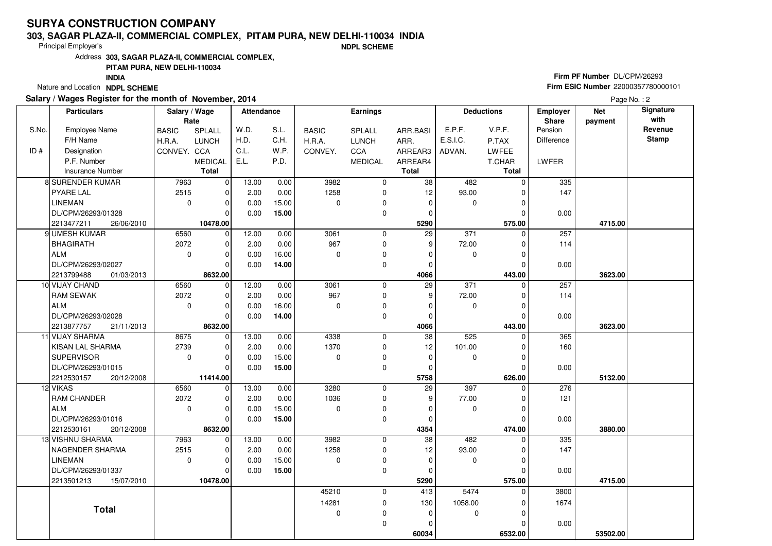# SURYA CONSTRUCTION COMPANY

**303, SAGAR PLAZA-II, COMMERCIAL COMPLEX, PITAM PURA, NEW DELHI-110034 INDIA**

Principal Employer's **NDPL SCHEME**

Address **303, SAGAR PLAZA-II, COMMERCIAL COMPLEX, PITAM PURA, NEW DELHI-110034 INDIA**

Nature and Location **NDPL SCHEME**

**Firm PF Number** DL/CPM/26293

**Firm ESIC Number** 22000357780000101

**Salary / Wages Register for the month of November, 2014**

| S.No. / ID # | Employee Name / F/H Name / Designation / P.F. Number / Insurance Number | Salary / Wage Rate: BASIC / H.R.A. / CONVEY. | SPLALL / LUNCH / CCA / MEDICAL / Total | Attendance: W.D. / H.D. / C.L. / E.L. | S.L. / C.H. / W.P. / P.D. | Earnings: BASIC / H.R.A. / CONVEY. | SPLALL / LUNCH / CCA / MEDICAL | ARR.BASI / ARR. / ARREAR3 / ARREAR4 / Total | Deductions: E.P.F. / E.S.I.C. / ADVAN. | V.P.F. / P.TAX / LWFEE / T.CHAR / Total | Employer Share: Pension / Difference / LWFER | Net payment | Signature with Revenue Stamp |
|---|---|---|---|---|---|---|---|---|---|---|---|---|---|
| 8 | SURENDER KUMAR | 7963 | 0 | 13.00 | 0.00 | 3982 | 0 | 38 | 482 | 0 | 335 | | |
| | PYARE LAL | 2515 | 0 | 2.00 | 0.00 | 1258 | 0 | 12 | 93.00 | 0 | 147 | | |
| | LINEMAN | 0 | 0 | 0.00 | 15.00 | 0 | 0 | 0 | 0 | 0 | | | |
| | DL/CPM/26293/01328 | | 0 | 0.00 | **15.00** | | 0 | 0 | | 0 | 0.00 | | |
| | 2213477211 26/06/2010 | | **10478.00** | | | | | **5290** | | **575.00** | | **4715.00** | |
| 9 | UMESH KUMAR | 6560 | 0 | 12.00 | 0.00 | 3061 | 0 | 29 | 371 | 0 | 257 | | |
| | BHAGIRATH | 2072 | 0 | 2.00 | 0.00 | 967 | 0 | 9 | 72.00 | 0 | 114 | | |
| | ALM | 0 | 0 | 0.00 | 16.00 | 0 | 0 | 0 | 0 | 0 | | | |
| | DL/CPM/26293/02027 | | 0 | 0.00 | **14.00** | | 0 | 0 | | 0 | 0.00 | | |
| | 2213799488 01/03/2013 | | **8632.00** | | | | | **4066** | | **443.00** | | **3623.00** | |
| 10 | VIJAY CHAND | 6560 | 0 | 12.00 | 0.00 | 3061 | 0 | 29 | 371 | 0 | 257 | | |
| | RAM SEWAK | 2072 | 0 | 2.00 | 0.00 | 967 | 0 | 9 | 72.00 | 0 | 114 | | |
| | ALM | 0 | 0 | 0.00 | 16.00 | 0 | 0 | 0 | 0 | 0 | | | |
| | DL/CPM/26293/02028 | | 0 | 0.00 | **14.00** | | 0 | 0 | | 0 | 0.00 | | |
| | 2213877757 21/11/2013 | | **8632.00** | | | | | **4066** | | **443.00** | | **3623.00** | |
| 11 | VIJAY SHARMA | 8675 | 0 | 13.00 | 0.00 | 4338 | 0 | 38 | 525 | 0 | 365 | | |
| | KISAN LAL SHARMA | 2739 | 0 | 2.00 | 0.00 | 1370 | 0 | 12 | 101.00 | 0 | 160 | | |
| | SUPERVISOR | 0 | 0 | 0.00 | 15.00 | 0 | 0 | 0 | 0 | 0 | | | |
| | DL/CPM/26293/01015 | | 0 | 0.00 | **15.00** | | 0 | 0 | | 0 | 0.00 | | |
| | 2212530157 20/12/2008 | | **11414.00** | | | | | **5758** | | **626.00** | | **5132.00** | |
| 12 | VIKAS | 6560 | 0 | 13.00 | 0.00 | 3280 | 0 | 29 | 397 | 0 | 276 | | |
| | RAM CHANDER | 2072 | 0 | 2.00 | 0.00 | 1036 | 0 | 9 | 77.00 | 0 | 121 | | |
| | ALM | 0 | 0 | 0.00 | 15.00 | 0 | 0 | 0 | 0 | 0 | | | |
| | DL/CPM/26293/01016 | | 0 | 0.00 | **15.00** | | 0 | 0 | | 0 | 0.00 | | |
| | 2212530161 20/12/2008 | | **8632.00** | | | | | **4354** | | **474.00** | | **3880.00** | |
| 13 | VISHNU SHARMA | 7963 | 0 | 13.00 | 0.00 | 3982 | 0 | 38 | 482 | 0 | 335 | | |
| | NAGENDER SHARMA | 2515 | 0 | 2.00 | 0.00 | 1258 | 0 | 12 | 93.00 | 0 | 147 | | |
| | LINEMAN | 0 | 0 | 0.00 | 15.00 | 0 | 0 | 0 | 0 | 0 | | | |
| | DL/CPM/26293/01337 | | 0 | 0.00 | **15.00** | | 0 | 0 | | 0 | 0.00 | | |
| | 2213501213 15/07/2010 | | **10478.00** | | | | | **5290** | | **575.00** | | **4715.00** | |
| | **Total** | | | | | 45210 | 0 | 413 | 5474 | 0 | 3800 | | |
| | | | | | | 14281 | 0 | 130 | 1058.00 | 0 | 1674 | | |
| | | | | | | 0 | 0 | 0 | 0 | 0 | | | |
| | | | | | | | 0 | 0 | | 0 | 0.00 | | |
| | | | | | | | | **60034** | | **6532.00** | | **53502.00** | |